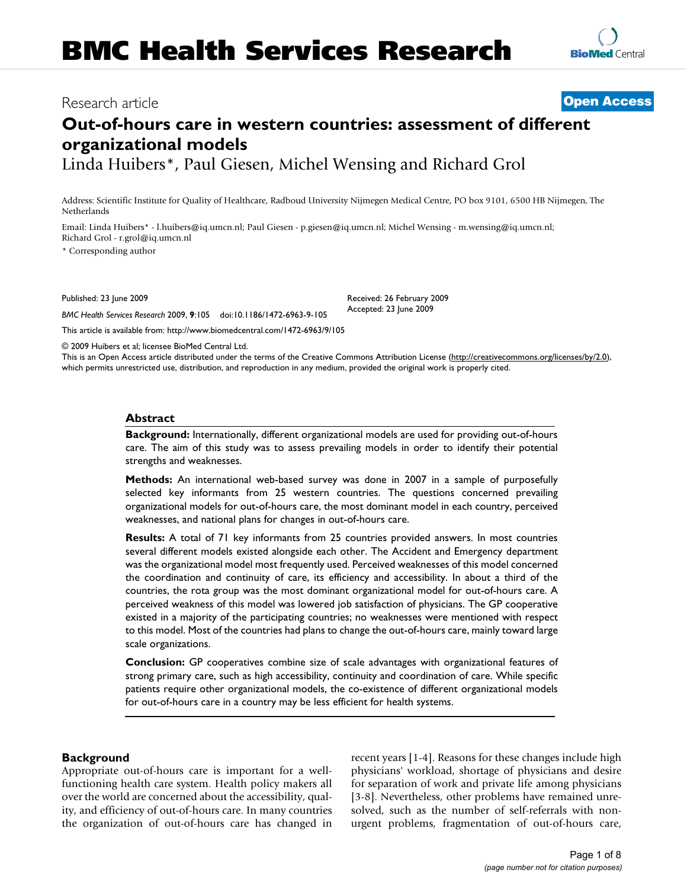Research article **Open Access**

# Out-of-hours care in western countries: assessment of different organizational models

Linda Huibers*, Paul Giesen, Michel Wensing and Richard Grol

Address: Scientific Institute for Quality of Healthcare, Radboud University Nijmegen Medical Centre, PO box 9101, 6500 HB Nijmegen, The Netherlands

Email: Linda Huibers* - l.huibers@iq.umcn.nl; Paul Giesen - p.giesen@iq.umcn.nl; Michel Wensing - m.wensing@iq.umcn.nl; Richard Grol - r.grol@iq.umcn.nl

\* Corresponding author

Published: 23 June 2009

*BMC Health Services Research* 2009, **9**:105 doi:10.1186/1472-6963-9-105

Received: 26 February 2009
Accepted: 23 June 2009

This article is available from: http://www.biomedcentral.com/1472-6963/9/105

© 2009 Huibers et al; licensee BioMed Central Ltd.
This is an Open Access article distributed under the terms of the Creative Commons Attribution License (http://creativecommons.org/licenses/by/2.0), which permits unrestricted use, distribution, and reproduction in any medium, provided the original work is properly cited.

## Abstract

**Background:** Internationally, different organizational models are used for providing out-of-hours care. The aim of this study was to assess prevailing models in order to identify their potential strengths and weaknesses.

**Methods:** An international web-based survey was done in 2007 in a sample of purposefully selected key informants from 25 western countries. The questions concerned prevailing organizational models for out-of-hours care, the most dominant model in each country, perceived weaknesses, and national plans for changes in out-of-hours care.

**Results:** A total of 71 key informants from 25 countries provided answers. In most countries several different models existed alongside each other. The Accident and Emergency department was the organizational model most frequently used. Perceived weaknesses of this model concerned the coordination and continuity of care, its efficiency and accessibility. In about a third of the countries, the rota group was the most dominant organizational model for out-of-hours care. A perceived weakness of this model was lowered job satisfaction of physicians. The GP cooperative existed in a majority of the participating countries; no weaknesses were mentioned with respect to this model. Most of the countries had plans to change the out-of-hours care, mainly toward large scale organizations.

**Conclusion:** GP cooperatives combine size of scale advantages with organizational features of strong primary care, such as high accessibility, continuity and coordination of care. While specific patients require other organizational models, the co-existence of different organizational models for out-of-hours care in a country may be less efficient for health systems.

## Background

Appropriate out-of-hours care is important for a well-functioning health care system. Health policy makers all over the world are concerned about the accessibility, quality, and efficiency of out-of-hours care. In many countries the organization of out-of-hours care has changed in recent years [1-4]. Reasons for these changes include high physicians' workload, shortage of physicians and desire for separation of work and private life among physicians [3-8]. Nevertheless, other problems have remained unresolved, such as the number of self-referrals with non-urgent problems, fragmentation of out-of-hours care,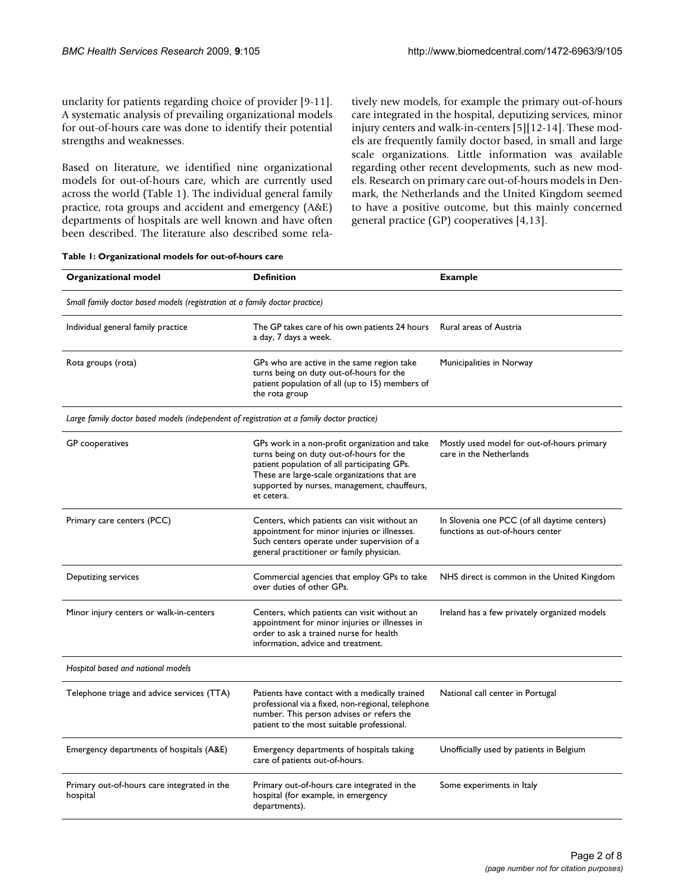unclarity for patients regarding choice of provider [9-11]. A systematic analysis of prevailing organizational models for out-of-hours care was done to identify their potential strengths and weaknesses.

Based on literature, we identified nine organizational models for out-of-hours care, which are currently used across the world (Table 1). The individual general family practice, rota groups and accident and emergency (A&E) departments of hospitals are well known and have often been described. The literature also described some relatively new models, for example the primary out-of-hours care integrated in the hospital, deputizing services, minor injury centers and walk-in-centers [5][12-14]. These models are frequently family doctor based, in small and large scale organizations. Little information was available regarding other recent developments, such as new models. Research on primary care out-of-hours models in Denmark, the Netherlands and the United Kingdom seemed to have a positive outcome, but this mainly concerned general practice (GP) cooperatives [4,13].

**Table 1: Organizational models for out-of-hours care**

| Organizational model | Definition | Example |
|---|---|---|
| *Small family doctor based models (registration at a family doctor practice)* | | |
| Individual general family practice | The GP takes care of his own patients 24 hours a day, 7 days a week. | Rural areas of Austria |
| Rota groups (rota) | GPs who are active in the same region take turns being on duty out-of-hours for the patient population of all (up to 15) members of the rota group | Municipalities in Norway |
| *Large family doctor based models (independent of registration at a family doctor practice)* | | |
| GP cooperatives | GPs work in a non-profit organization and take turns being on duty out-of-hours for the patient population of all participating GPs. These are large-scale organizations that are supported by nurses, management, chauffeurs, et cetera. | Mostly used model for out-of-hours primary care in the Netherlands |
| Primary care centers (PCC) | Centers, which patients can visit without an appointment for minor injuries or illnesses. Such centers operate under supervision of a general practitioner or family physician. | In Slovenia one PCC (of all daytime centers) functions as out-of-hours center |
| Deputizing services | Commercial agencies that employ GPs to take over duties of other GPs. | NHS direct is common in the United Kingdom |
| Minor injury centers or walk-in-centers | Centers, which patients can visit without an appointment for minor injuries or illnesses in order to ask a trained nurse for health information, advice and treatment. | Ireland has a few privately organized models |
| *Hospital based and national models* | | |
| Telephone triage and advice services (TTA) | Patients have contact with a medically trained professional via a fixed, non-regional, telephone number. This person advises or refers the patient to the most suitable professional. | National call center in Portugal |
| Emergency departments of hospitals (A&E) | Emergency departments of hospitals taking care of patients out-of-hours. | Unofficially used by patients in Belgium |
| Primary out-of-hours care integrated in the hospital | Primary out-of-hours care integrated in the hospital (for example, in emergency departments). | Some experiments in Italy |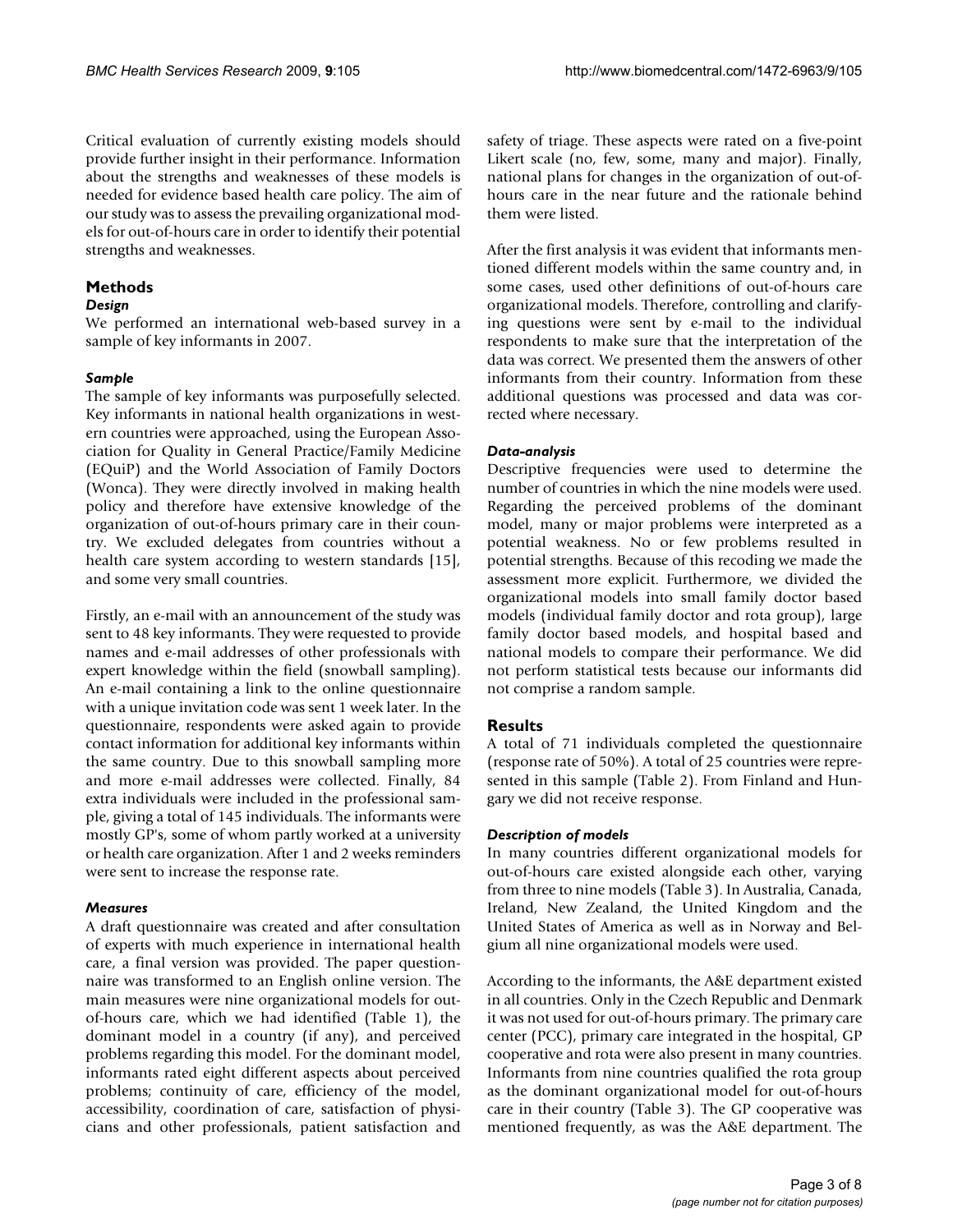Critical evaluation of currently existing models should provide further insight in their performance. Information about the strengths and weaknesses of these models is needed for evidence based health care policy. The aim of our study was to assess the prevailing organizational models for out-of-hours care in order to identify their potential strengths and weaknesses.

## Methods

### *Design*

We performed an international web-based survey in a sample of key informants in 2007.

### *Sample*

The sample of key informants was purposefully selected. Key informants in national health organizations in western countries were approached, using the European Association for Quality in General Practice/Family Medicine (EQuiP) and the World Association of Family Doctors (Wonca). They were directly involved in making health policy and therefore have extensive knowledge of the organization of out-of-hours primary care in their country. We excluded delegates from countries without a health care system according to western standards [15], and some very small countries.

Firstly, an e-mail with an announcement of the study was sent to 48 key informants. They were requested to provide names and e-mail addresses of other professionals with expert knowledge within the field (snowball sampling). An e-mail containing a link to the online questionnaire with a unique invitation code was sent 1 week later. In the questionnaire, respondents were asked again to provide contact information for additional key informants within the same country. Due to this snowball sampling more and more e-mail addresses were collected. Finally, 84 extra individuals were included in the professional sample, giving a total of 145 individuals. The informants were mostly GP's, some of whom partly worked at a university or health care organization. After 1 and 2 weeks reminders were sent to increase the response rate.

### *Measures*

A draft questionnaire was created and after consultation of experts with much experience in international health care, a final version was provided. The paper questionnaire was transformed to an English online version. The main measures were nine organizational models for out-of-hours care, which we had identified (Table 1), the dominant model in a country (if any), and perceived problems regarding this model. For the dominant model, informants rated eight different aspects about perceived problems; continuity of care, efficiency of the model, accessibility, coordination of care, satisfaction of physicians and other professionals, patient satisfaction and safety of triage. These aspects were rated on a five-point Likert scale (no, few, some, many and major). Finally, national plans for changes in the organization of out-of-hours care in the near future and the rationale behind them were listed.

After the first analysis it was evident that informants mentioned different models within the same country and, in some cases, used other definitions of out-of-hours care organizational models. Therefore, controlling and clarifying questions were sent by e-mail to the individual respondents to make sure that the interpretation of the data was correct. We presented them the answers of other informants from their country. Information from these additional questions was processed and data was corrected where necessary.

### *Data-analysis*

Descriptive frequencies were used to determine the number of countries in which the nine models were used. Regarding the perceived problems of the dominant model, many or major problems were interpreted as a potential weakness. No or few problems resulted in potential strengths. Because of this recoding we made the assessment more explicit. Furthermore, we divided the organizational models into small family doctor based models (individual family doctor and rota group), large family doctor based models, and hospital based and national models to compare their performance. We did not perform statistical tests because our informants did not comprise a random sample.

## Results

A total of 71 individuals completed the questionnaire (response rate of 50%). A total of 25 countries were represented in this sample (Table 2). From Finland and Hungary we did not receive response.

### *Description of models*

In many countries different organizational models for out-of-hours care existed alongside each other, varying from three to nine models (Table 3). In Australia, Canada, Ireland, New Zealand, the United Kingdom and the United States of America as well as in Norway and Belgium all nine organizational models were used.

According to the informants, the A&E department existed in all countries. Only in the Czech Republic and Denmark it was not used for out-of-hours primary. The primary care center (PCC), primary care integrated in the hospital, GP cooperative and rota were also present in many countries. Informants from nine countries qualified the rota group as the dominant organizational model for out-of-hours care in their country (Table 3). The GP cooperative was mentioned frequently, as was the A&E department. The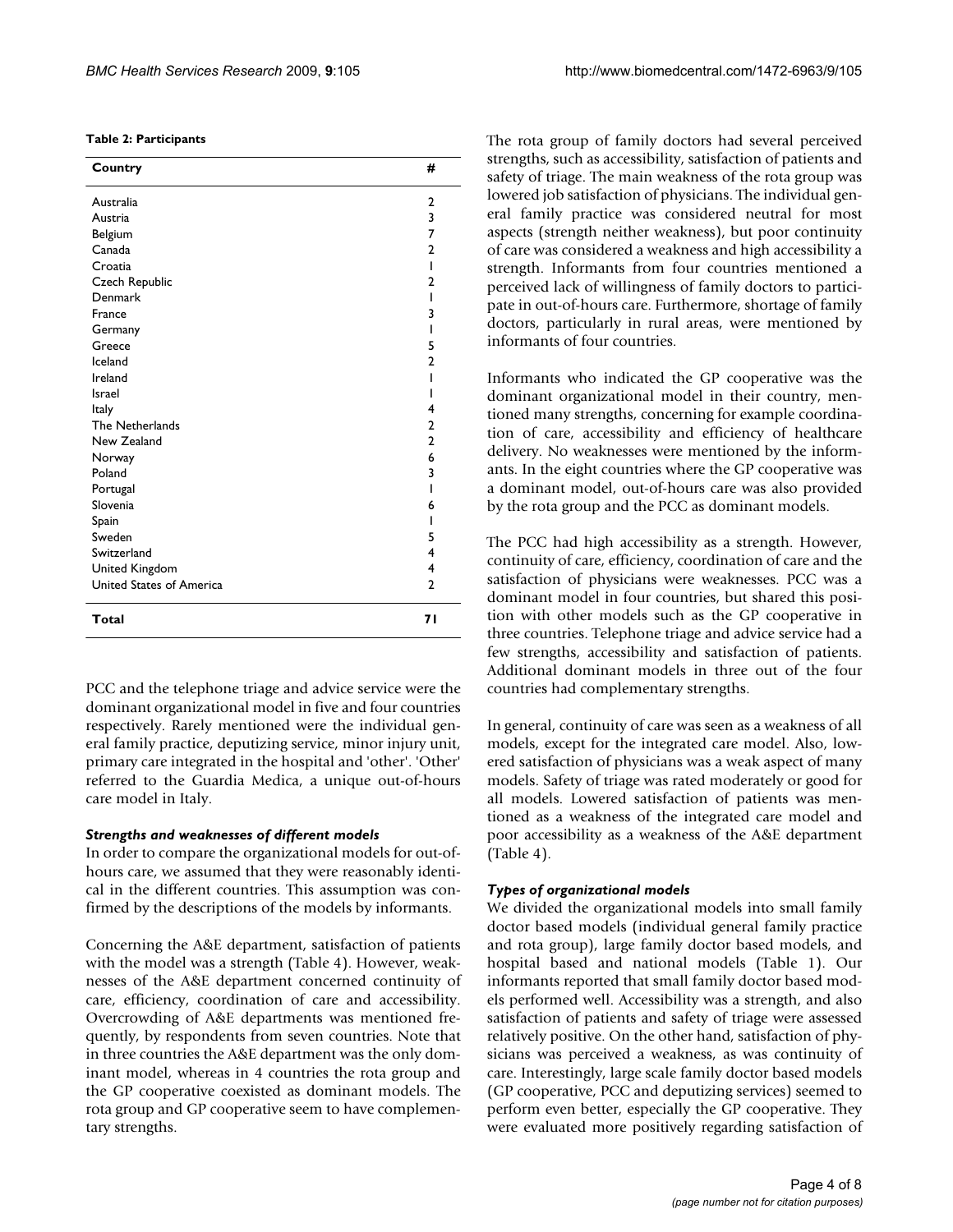**Table 2: Participants**

| Country | # |
| --- | --- |
| Australia | 2 |
| Austria | 3 |
| Belgium | 7 |
| Canada | 2 |
| Croatia | 1 |
| Czech Republic | 2 |
| Denmark | 1 |
| France | 3 |
| Germany | 1 |
| Greece | 5 |
| Iceland | 2 |
| Ireland | 1 |
| Israel | 1 |
| Italy | 4 |
| The Netherlands | 2 |
| New Zealand | 2 |
| Norway | 6 |
| Poland | 3 |
| Portugal | 1 |
| Slovenia | 6 |
| Spain | 1 |
| Sweden | 5 |
| Switzerland | 4 |
| United Kingdom | 4 |
| United States of America | 2 |
| **Total** | **71** |

PCC and the telephone triage and advice service were the dominant organizational model in five and four countries respectively. Rarely mentioned were the individual general family practice, deputizing service, minor injury unit, primary care integrated in the hospital and 'other'. 'Other' referred to the Guardia Medica, a unique out-of-hours care model in Italy.

### *Strengths and weaknesses of different models*

In order to compare the organizational models for out-of-hours care, we assumed that they were reasonably identical in the different countries. This assumption was confirmed by the descriptions of the models by informants.

Concerning the A&E department, satisfaction of patients with the model was a strength (Table 4). However, weaknesses of the A&E department concerned continuity of care, efficiency, coordination of care and accessibility. Overcrowding of A&E departments was mentioned frequently, by respondents from seven countries. Note that in three countries the A&E department was the only dominant model, whereas in 4 countries the rota group and the GP cooperative coexisted as dominant models. The rota group and GP cooperative seem to have complementary strengths.

The rota group of family doctors had several perceived strengths, such as accessibility, satisfaction of patients and safety of triage. The main weakness of the rota group was lowered job satisfaction of physicians. The individual general family practice was considered neutral for most aspects (strength neither weakness), but poor continuity of care was considered a weakness and high accessibility a strength. Informants from four countries mentioned a perceived lack of willingness of family doctors to participate in out-of-hours care. Furthermore, shortage of family doctors, particularly in rural areas, were mentioned by informants of four countries.

Informants who indicated the GP cooperative was the dominant organizational model in their country, mentioned many strengths, concerning for example coordination of care, accessibility and efficiency of healthcare delivery. No weaknesses were mentioned by the informants. In the eight countries where the GP cooperative was a dominant model, out-of-hours care was also provided by the rota group and the PCC as dominant models.

The PCC had high accessibility as a strength. However, continuity of care, efficiency, coordination of care and the satisfaction of physicians were weaknesses. PCC was a dominant model in four countries, but shared this position with other models such as the GP cooperative in three countries. Telephone triage and advice service had a few strengths, accessibility and satisfaction of patients. Additional dominant models in three out of the four countries had complementary strengths.

In general, continuity of care was seen as a weakness of all models, except for the integrated care model. Also, lowered satisfaction of physicians was a weak aspect of many models. Safety of triage was rated moderately or good for all models. Lowered satisfaction of patients was mentioned as a weakness of the integrated care model and poor accessibility as a weakness of the A&E department (Table 4).

### *Types of organizational models*

We divided the organizational models into small family doctor based models (individual general family practice and rota group), large family doctor based models, and hospital based and national models (Table 1). Our informants reported that small family doctor based models performed well. Accessibility was a strength, and also satisfaction of patients and safety of triage were assessed relatively positive. On the other hand, satisfaction of physicians was perceived a weakness, as was continuity of care. Interestingly, large scale family doctor based models (GP cooperative, PCC and deputizing services) seemed to perform even better, especially the GP cooperative. They were evaluated more positively regarding satisfaction of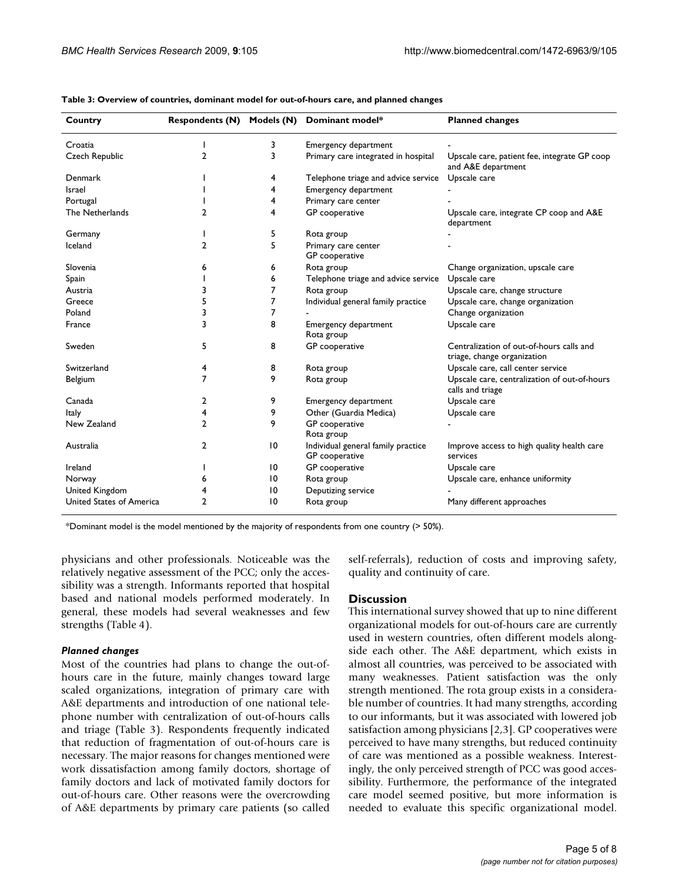**Table 3: Overview of countries, dominant model for out-of-hours care, and planned changes**

| Country | Respondents (N) | Models (N) | Dominant model* | Planned changes |
|---|---|---|---|---|
| Croatia | 1 | 3 | Emergency department | - |
| Czech Republic | 2 | 3 | Primary care integrated in hospital | Upscale care, patient fee, integrate GP coop and A&E department |
| Denmark | 1 | 4 | Telephone triage and advice service | Upscale care |
| Israel | 1 | 4 | Emergency department | - |
| Portugal | 1 | 4 | Primary care center | - |
| The Netherlands | 2 | 4 | GP cooperative | Upscale care, integrate CP coop and A&E department |
| Germany | 1 | 5 | Rota group | - |
| Iceland | 2 | 5 | Primary care center<br>GP cooperative | - |
| Slovenia | 6 | 6 | Rota group | Change organization, upscale care |
| Spain | 1 | 6 | Telephone triage and advice service | Upscale care |
| Austria | 3 | 7 | Rota group | Upscale care, change structure |
| Greece | 5 | 7 | Individual general family practice | Upscale care, change organization |
| Poland | 3 | 7 | - | Change organization |
| France | 3 | 8 | Emergency department<br>Rota group | Upscale care |
| Sweden | 5 | 8 | GP cooperative | Centralization of out-of-hours calls and triage, change organization |
| Switzerland | 4 | 8 | Rota group | Upscale care, call center service |
| Belgium | 7 | 9 | Rota group | Upscale care, centralization of out-of-hours calls and triage |
| Canada | 2 | 9 | Emergency department | Upscale care |
| Italy | 4 | 9 | Other (Guardia Medica) | Upscale care |
| New Zealand | 2 | 9 | GP cooperative<br>Rota group | - |
| Australia | 2 | 10 | Individual general family practice<br>GP cooperative | Improve access to high quality health care services |
| Ireland | 1 | 10 | GP cooperative | Upscale care |
| Norway | 6 | 10 | Rota group | Upscale care, enhance uniformity |
| United Kingdom | 4 | 10 | Deputizing service | - |
| United States of America | 2 | 10 | Rota group | Many different approaches |

*Dominant model is the model mentioned by the majority of respondents from one country (> 50%).

physicians and other professionals. Noticeable was the relatively negative assessment of the PCC; only the accessibility was a strength. Informants reported that hospital based and national models performed moderately. In general, these models had several weaknesses and few strengths (Table 4).

### *Planned changes*

Most of the countries had plans to change the out-of-hours care in the future, mainly changes toward large scaled organizations, integration of primary care with A&E departments and introduction of one national telephone number with centralization of out-of-hours calls and triage (Table 3). Respondents frequently indicated that reduction of fragmentation of out-of-hours care is necessary. The major reasons for changes mentioned were work dissatisfaction among family doctors, shortage of family doctors and lack of motivated family doctors for out-of-hours care. Other reasons were the overcrowding of A&E departments by primary care patients (so called self-referrals), reduction of costs and improving safety, quality and continuity of care.

## Discussion

This international survey showed that up to nine different organizational models for out-of-hours care are currently used in western countries, often different models alongside each other. The A&E department, which exists in almost all countries, was perceived to be associated with many weaknesses. Patient satisfaction was the only strength mentioned. The rota group exists in a considerable number of countries. It had many strengths, according to our informants, but it was associated with lowered job satisfaction among physicians [2,3]. GP cooperatives were perceived to have many strengths, but reduced continuity of care was mentioned as a possible weakness. Interestingly, the only perceived strength of PCC was good accessibility. Furthermore, the performance of the integrated care model seemed positive, but more information is needed to evaluate this specific organizational model.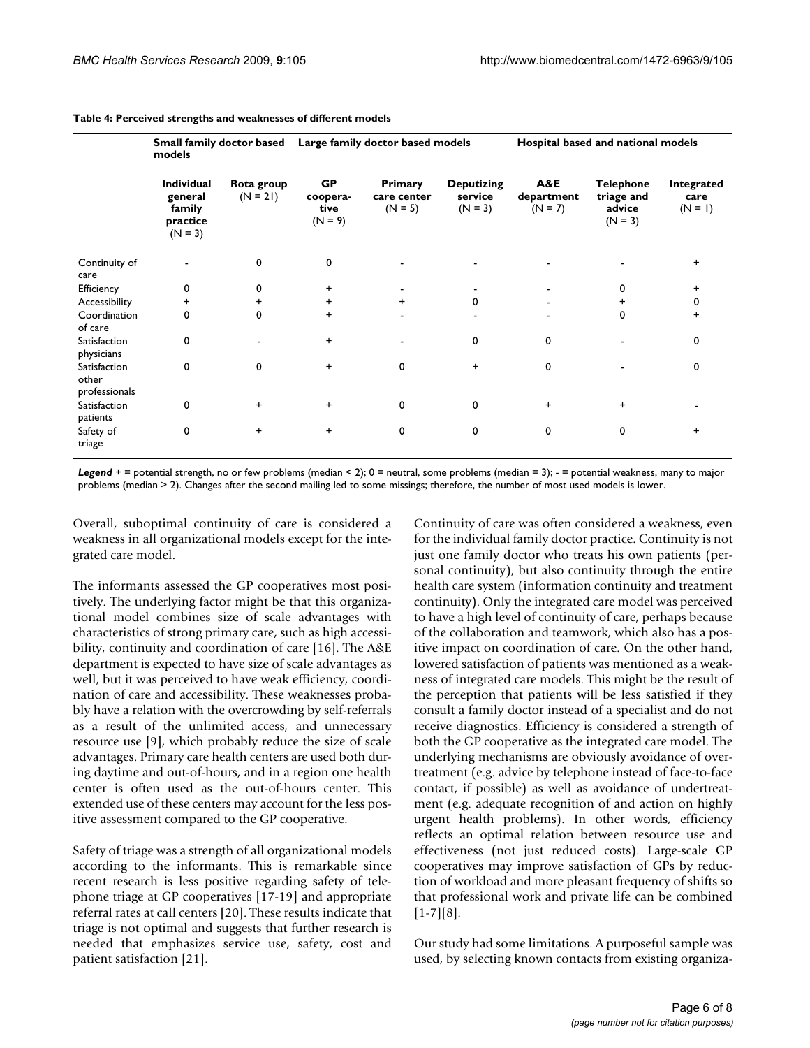**Table 4: Perceived strengths and weaknesses of different models**

| | Small family doctor based models | | Large family doctor based models | | | Hospital based and national models | | |
|---|---|---|---|---|---|---|---|---|
| | Individual general family practice (N = 3) | Rota group (N = 21) | GP cooperative (N = 9) | Primary care center (N = 5) | Deputizing service (N = 3) | A&E department (N = 7) | Telephone triage and advice (N = 3) | Integrated care (N = 1) |
| Continuity of care | - | 0 | 0 | - | - | - | - | + |
| Efficiency | 0 | 0 | + | - | - | - | 0 | + |
| Accessibility | + | + | + | + | 0 | - | + | 0 |
| Coordination of care | 0 | 0 | + | - | - | - | 0 | + |
| Satisfaction physicians | 0 | - | + | - | 0 | 0 | - | 0 |
| Satisfaction other professionals | 0 | 0 | + | 0 | + | 0 | - | 0 |
| Satisfaction patients | 0 | + | + | 0 | 0 | + | + | - |
| Safety of triage | 0 | + | + | 0 | 0 | 0 | 0 | + |

*Legend* + = potential strength, no or few problems (median < 2); 0 = neutral, some problems (median = 3); - = potential weakness, many to major problems (median > 2). Changes after the second mailing led to some missings; therefore, the number of most used models is lower.

Overall, suboptimal continuity of care is considered a weakness in all organizational models except for the integrated care model.

The informants assessed the GP cooperatives most positively. The underlying factor might be that this organizational model combines size of scale advantages with characteristics of strong primary care, such as high accessibility, continuity and coordination of care [16]. The A&E department is expected to have size of scale advantages as well, but it was perceived to have weak efficiency, coordination of care and accessibility. These weaknesses probably have a relation with the overcrowding by self-referrals as a result of the unlimited access, and unnecessary resource use [9], which probably reduce the size of scale advantages. Primary care health centers are used both during daytime and out-of-hours, and in a region one health center is often used as the out-of-hours center. This extended use of these centers may account for the less positive assessment compared to the GP cooperative.

Safety of triage was a strength of all organizational models according to the informants. This is remarkable since recent research is less positive regarding safety of telephone triage at GP cooperatives [17-19] and appropriate referral rates at call centers [20]. These results indicate that triage is not optimal and suggests that further research is needed that emphasizes service use, safety, cost and patient satisfaction [21].

Continuity of care was often considered a weakness, even for the individual family doctor practice. Continuity is not just one family doctor who treats his own patients (personal continuity), but also continuity through the entire health care system (information continuity and treatment continuity). Only the integrated care model was perceived to have a high level of continuity of care, perhaps because of the collaboration and teamwork, which also has a positive impact on coordination of care. On the other hand, lowered satisfaction of patients was mentioned as a weakness of integrated care models. This might be the result of the perception that patients will be less satisfied if they consult a family doctor instead of a specialist and do not receive diagnostics. Efficiency is considered a strength of both the GP cooperative as the integrated care model. The underlying mechanisms are obviously avoidance of overtreatment (e.g. advice by telephone instead of face-to-face contact, if possible) as well as avoidance of undertreatment (e.g. adequate recognition of and action on highly urgent health problems). In other words, efficiency reflects an optimal relation between resource use and effectiveness (not just reduced costs). Large-scale GP cooperatives may improve satisfaction of GPs by reduction of workload and more pleasant frequency of shifts so that professional work and private life can be combined [1-7][8].

Our study had some limitations. A purposeful sample was used, by selecting known contacts from existing organiza-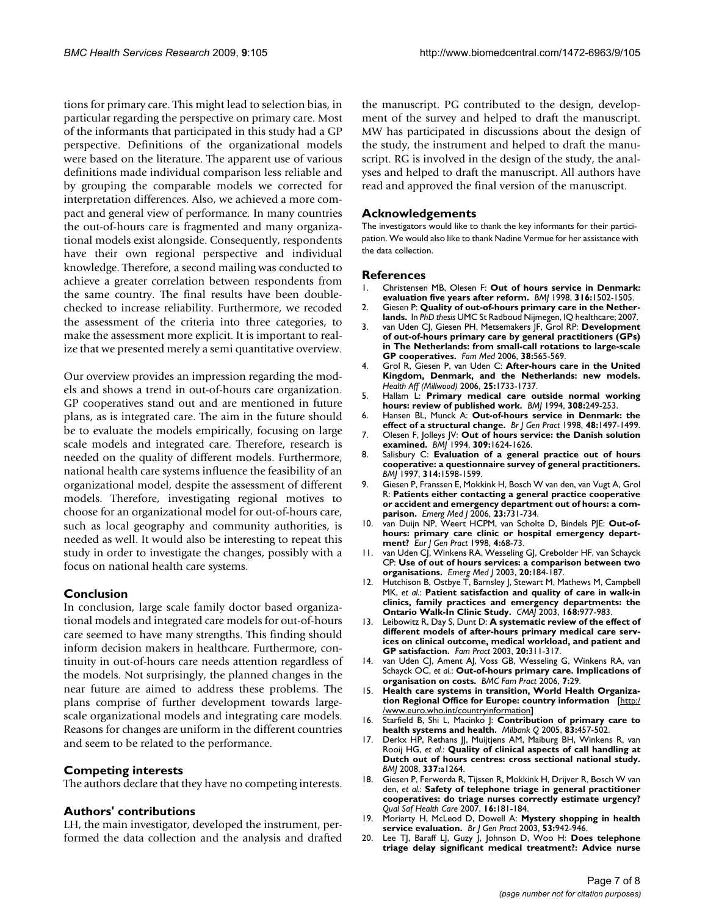tions for primary care. This might lead to selection bias, in particular regarding the perspective on primary care. Most of the informants that participated in this study had a GP perspective. Definitions of the organizational models were based on the literature. The apparent use of various definitions made individual comparison less reliable and by grouping the comparable models we corrected for interpretation differences. Also, we achieved a more compact and general view of performance. In many countries the out-of-hours care is fragmented and many organizational models exist alongside. Consequently, respondents have their own regional perspective and individual knowledge. Therefore, a second mailing was conducted to achieve a greater correlation between respondents from the same country. The final results have been double-checked to increase reliability. Furthermore, we recoded the assessment of the criteria into three categories, to make the assessment more explicit. It is important to realize that we presented merely a semi quantitative overview.

Our overview provides an impression regarding the models and shows a trend in out-of-hours care organization. GP cooperatives stand out and are mentioned in future plans, as is integrated care. The aim in the future should be to evaluate the models empirically, focusing on large scale models and integrated care. Therefore, research is needed on the quality of different models. Furthermore, national health care systems influence the feasibility of an organizational model, despite the assessment of different models. Therefore, investigating regional motives to choose for an organizational model for out-of-hours care, such as local geography and community authorities, is needed as well. It would also be interesting to repeat this study in order to investigate the changes, possibly with a focus on national health care systems.

## Conclusion

In conclusion, large scale family doctor based organizational models and integrated care models for out-of-hours care seemed to have many strengths. This finding should inform decision makers in healthcare. Furthermore, continuity in out-of-hours care needs attention regardless of the models. Not surprisingly, the planned changes in the near future are aimed to address these problems. The plans comprise of further development towards large-scale organizational models and integrating care models. Reasons for changes are uniform in the different countries and seem to be related to the performance.

## Competing interests

The authors declare that they have no competing interests.

## Authors' contributions

LH, the main investigator, developed the instrument, performed the data collection and the analysis and drafted the manuscript. PG contributed to the design, development of the survey and helped to draft the manuscript. MW has participated in discussions about the design of the study, the instrument and helped to draft the manuscript. RG is involved in the design of the study, the analyses and helped to draft the manuscript. All authors have read and approved the final version of the manuscript.

## Acknowledgements

The investigators would like to thank the key informants for their participation. We would also like to thank Nadine Vermue for her assistance with the data collection.

## References

1. Christensen MB, Olesen F: **Out of hours service in Denmark: evaluation five years after reform.** *BMJ* 1998, **316:**1502-1505.
2. Giesen P: **Quality of out-of-hours primary care in the Netherlands.** In *PhD thesis* UMC St Radboud Nijmegen, IQ healthcare; 2007.
3. van Uden CJ, Giesen PH, Metsemakers JF, Grol RP: **Development of out-of-hours primary care by general practitioners (GPs) in The Netherlands: from small-call rotations to large-scale GP cooperatives.** *Fam Med* 2006, **38:**565-569.
4. Grol R, Giesen P, van Uden C: **After-hours care in the United Kingdom, Denmark, and the Netherlands: new models.** *Health Aff (Millwood)* 2006, **25:**1733-1737.
5. Hallam L: **Primary medical care outside normal working hours: review of published work.** *BMJ* 1994, **308:**249-253.
6. Hansen BL, Munck A: **Out-of-hours service in Denmark: the effect of a structural change.** *Br J Gen Pract* 1998, **48:**1497-1499.
7. Olesen F, Jolleys JV: **Out of hours service: the Danish solution examined.** *BMJ* 1994, **309:**1624-1626.
8. Salisbury C: **Evaluation of a general practice out of hours cooperative: a questionnaire survey of general practitioners.** *BMJ* 1997, **314:**1598-1599.
9. Giesen P, Franssen E, Mokkink H, Bosch W van den, van Vugt A, Grol R: **Patients either contacting a general practice cooperative or accident and emergency department out of hours: a comparison.** *Emerg Med J* 2006, **23:**731-734.
10. van Duijn NP, Weert HCPM, van Scholte D, Bindels PJE: **Out-of-hours: primary care clinic or hospital emergency department?** *Eur J Gen Pract* 1998, **4:**68-73.
11. van Uden CJ, Winkens RA, Wesseling GJ, Crebolder HF, van Schayck CP: **Use of out of hours services: a comparison between two organisations.** *Emerg Med J* 2003, **20:**184-187.
12. Hutchison B, Ostbye T, Barnsley J, Stewart M, Mathews M, Campbell MK, *et al.*: **Patient satisfaction and quality of care in walk-in clinics, family practices and emergency departments: the Ontario Walk-In Clinic Study.** *CMAJ* 2003, **168:**977-983.
13. Leibowitz R, Day S, Dunt D: **A systematic review of the effect of different models of after-hours primary medical care services on clinical outcome, medical workload, and patient and GP satisfaction.** *Fam Pract* 2003, **20:**311-317.
14. van Uden CJ, Ament AJ, Voss GB, Wesseling G, Winkens RA, van Schayck OC, *et al.*: **Out-of-hours primary care. Implications of organisation on costs.** *BMC Fam Pract* 2006, **7:**29.
15. **Health care systems in transition, World Health Organization Regional Office for Europe: country information** [http://www.euro.who.int/countryinformation]
16. Starfield B, Shi L, Macinko J: **Contribution of primary care to health systems and health.** *Milbank Q* 2005, **83:**457-502.
17. Derkx HP, Rethans JJ, Muijtjens AM, Maiburg BH, Winkens R, van Rooij HG, *et al.*: **Quality of clinical aspects of call handling at Dutch out of hours centres: cross sectional national study.** *BMJ* 2008, **337:**a1264.
18. Giesen P, Ferwerda R, Tijssen R, Mokkink H, Drijver R, Bosch W van den, *et al.*: **Safety of telephone triage in general practitioner cooperatives: do triage nurses correctly estimate urgency?** *Qual Saf Health Care* 2007, **16:**181-184.
19. Moriarty H, McLeod D, Dowell A: **Mystery shopping in health service evaluation.** *Br J Gen Pract* 2003, **53:**942-946.
20. Lee TJ, Baraff LJ, Guzy J, Johnson D, Woo H: **Does telephone triage delay significant medical treatment?: Advice nurse**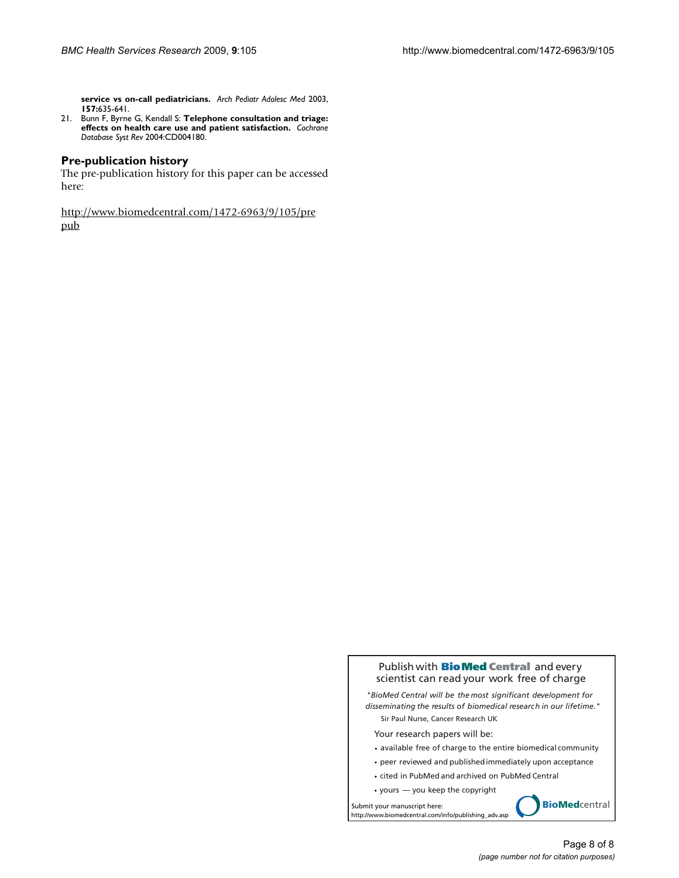**service vs on-call pediatricians.** *Arch Pediatr Adolesc Med* 2003, **157:**635-641.

21. Bunn F, Byrne G, Kendall S: **Telephone consultation and triage: effects on health care use and patient satisfaction.** *Cochrane Database Syst Rev* 2004:CD004180.

## Pre-publication history

The pre-publication history for this paper can be accessed here:

http://www.biomedcentral.com/1472-6963/9/105/prepub

Publish with **BioMed Central** and every scientist can read your work free of charge

*"BioMed Central will be the most significant development for disseminating the results of biomedical research in our lifetime."*

Sir Paul Nurse, Cancer Research UK

Your research papers will be:

- available free of charge to the entire biomedical community
- peer reviewed and published immediately upon acceptance
- cited in PubMed and archived on PubMed Central
- yours — you keep the copyright

Submit your manuscript here:
http://www.biomedcentral.com/info/publishing_adv.asp

**BioMed**central